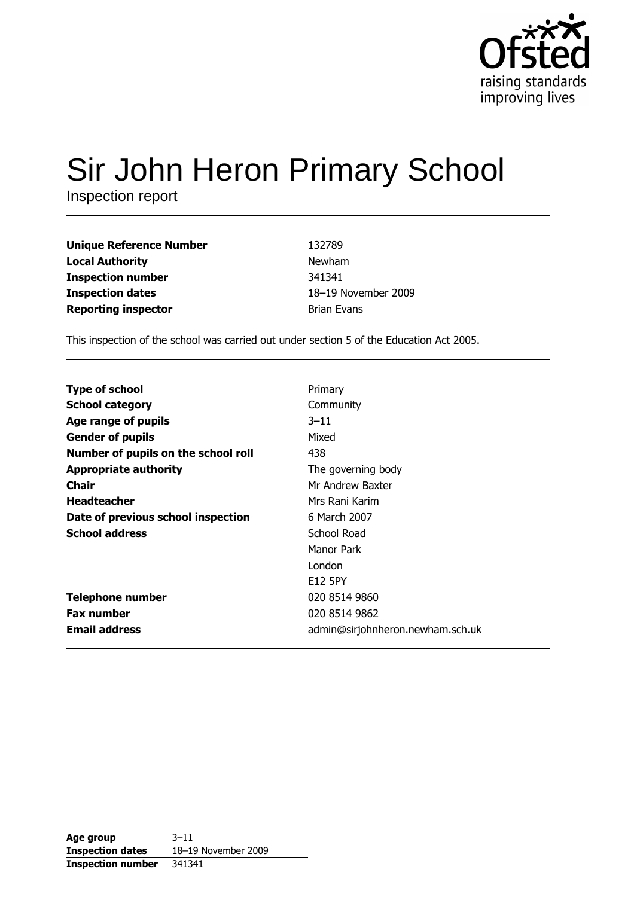Ofsted
raising standards
improving lives

# Sir John Heron Primary School

Inspection report

| | |
|---|---|
| **Unique Reference Number** | 132789 |
| **Local Authority** | Newham |
| **Inspection number** | 341341 |
| **Inspection dates** | 18–19 November 2009 |
| **Reporting inspector** | Brian Evans |

This inspection of the school was carried out under section 5 of the Education Act 2005.

| | |
|---|---|
| **Type of school** | Primary |
| **School category** | Community |
| **Age range of pupils** | 3–11 |
| **Gender of pupils** | Mixed |
| **Number of pupils on the school roll** | 438 |
| **Appropriate authority** | The governing body |
| **Chair** | Mr Andrew Baxter |
| **Headteacher** | Mrs Rani Karim |
| **Date of previous school inspection** | 6 March 2007 |
| **School address** | School Road<br>Manor Park<br>London<br>E12 5PY |
| **Telephone number** | 020 8514 9860 |
| **Fax number** | 020 8514 9862 |
| **Email address** | admin@sirjohnheron.newham.sch.uk |

| | |
|---|---|
| **Age group** | 3–11 |
| **Inspection dates** | 18–19 November 2009 |
| **Inspection number** | 341341 |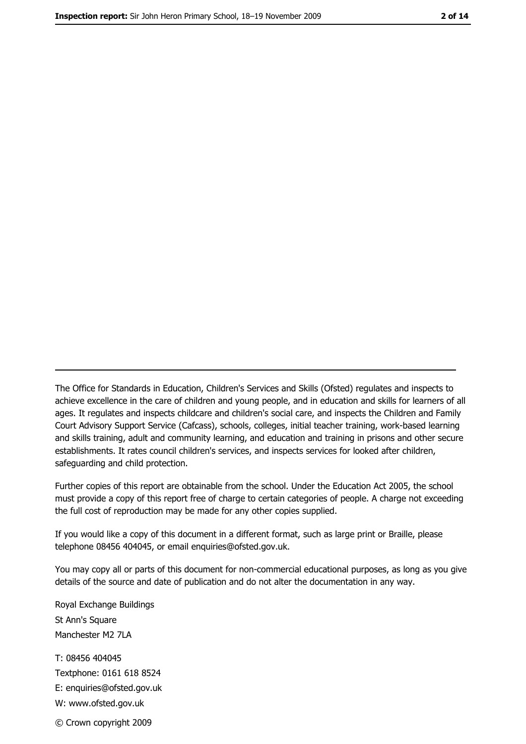The Office for Standards in Education, Children's Services and Skills (Ofsted) regulates and inspects to achieve excellence in the care of children and young people, and in education and skills for learners of all ages. It regulates and inspects childcare and children's social care, and inspects the Children and Family Court Advisory Support Service (Cafcass), schools, colleges, initial teacher training, work-based learning and skills training, adult and community learning, and education and training in prisons and other secure establishments. It rates council children's services, and inspects services for looked after children, safeguarding and child protection.

Further copies of this report are obtainable from the school. Under the Education Act 2005, the school must provide a copy of this report free of charge to certain categories of people. A charge not exceeding the full cost of reproduction may be made for any other copies supplied.

If you would like a copy of this document in a different format, such as large print or Braille, please telephone 08456 404045, or email enquiries@ofsted.gov.uk.

You may copy all or parts of this document for non-commercial educational purposes, as long as you give details of the source and date of publication and do not alter the documentation in any way.

Royal Exchange Buildings
St Ann's Square
Manchester M2 7LA

T: 08456 404045
Textphone: 0161 618 8524
E: enquiries@ofsted.gov.uk
W: www.ofsted.gov.uk

© Crown copyright 2009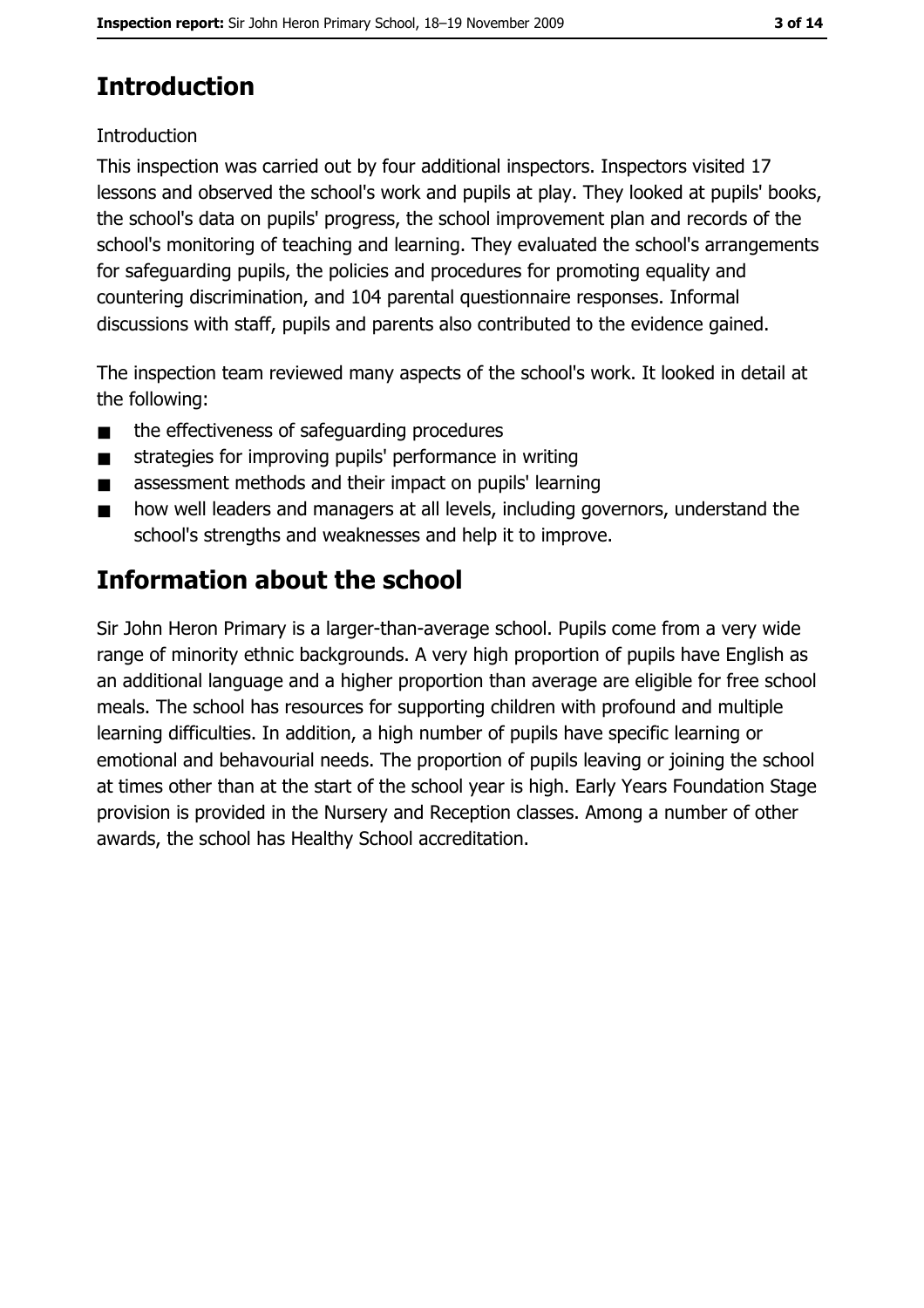# Introduction

Introduction

This inspection was carried out by four additional inspectors. Inspectors visited 17 lessons and observed the school's work and pupils at play. They looked at pupils' books, the school's data on pupils' progress, the school improvement plan and records of the school's monitoring of teaching and learning. They evaluated the school's arrangements for safeguarding pupils, the policies and procedures for promoting equality and countering discrimination, and 104 parental questionnaire responses. Informal discussions with staff, pupils and parents also contributed to the evidence gained.

The inspection team reviewed many aspects of the school's work. It looked in detail at the following:

- the effectiveness of safeguarding procedures
- strategies for improving pupils' performance in writing
- assessment methods and their impact on pupils' learning
- how well leaders and managers at all levels, including governors, understand the school's strengths and weaknesses and help it to improve.

# Information about the school

Sir John Heron Primary is a larger-than-average school. Pupils come from a very wide range of minority ethnic backgrounds. A very high proportion of pupils have English as an additional language and a higher proportion than average are eligible for free school meals. The school has resources for supporting children with profound and multiple learning difficulties. In addition, a high number of pupils have specific learning or emotional and behavioural needs. The proportion of pupils leaving or joining the school at times other than at the start of the school year is high. Early Years Foundation Stage provision is provided in the Nursery and Reception classes. Among a number of other awards, the school has Healthy School accreditation.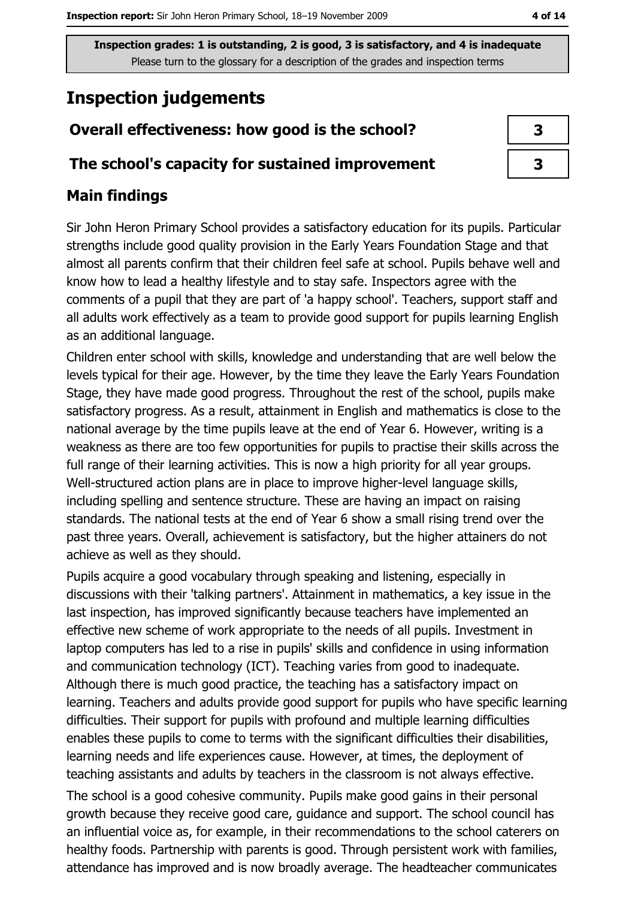**Inspection grades: 1 is outstanding, 2 is good, 3 is satisfactory, and 4 is inadequate**
Please turn to the glossary for a description of the grades and inspection terms

# Inspection judgements

## Overall effectiveness: how good is the school?

**3**

## The school's capacity for sustained improvement

**3**

## Main findings

Sir John Heron Primary School provides a satisfactory education for its pupils. Particular strengths include good quality provision in the Early Years Foundation Stage and that almost all parents confirm that their children feel safe at school. Pupils behave well and know how to lead a healthy lifestyle and to stay safe. Inspectors agree with the comments of a pupil that they are part of 'a happy school'. Teachers, support staff and all adults work effectively as a team to provide good support for pupils learning English as an additional language.

Children enter school with skills, knowledge and understanding that are well below the levels typical for their age. However, by the time they leave the Early Years Foundation Stage, they have made good progress. Throughout the rest of the school, pupils make satisfactory progress. As a result, attainment in English and mathematics is close to the national average by the time pupils leave at the end of Year 6. However, writing is a weakness as there are too few opportunities for pupils to practise their skills across the full range of their learning activities. This is now a high priority for all year groups. Well-structured action plans are in place to improve higher-level language skills, including spelling and sentence structure. These are having an impact on raising standards. The national tests at the end of Year 6 show a small rising trend over the past three years. Overall, achievement is satisfactory, but the higher attainers do not achieve as well as they should.

Pupils acquire a good vocabulary through speaking and listening, especially in discussions with their 'talking partners'. Attainment in mathematics, a key issue in the last inspection, has improved significantly because teachers have implemented an effective new scheme of work appropriate to the needs of all pupils. Investment in laptop computers has led to a rise in pupils' skills and confidence in using information and communication technology (ICT). Teaching varies from good to inadequate. Although there is much good practice, the teaching has a satisfactory impact on learning. Teachers and adults provide good support for pupils who have specific learning difficulties. Their support for pupils with profound and multiple learning difficulties enables these pupils to come to terms with the significant difficulties their disabilities, learning needs and life experiences cause. However, at times, the deployment of teaching assistants and adults by teachers in the classroom is not always effective.

The school is a good cohesive community. Pupils make good gains in their personal growth because they receive good care, guidance and support. The school council has an influential voice as, for example, in their recommendations to the school caterers on healthy foods. Partnership with parents is good. Through persistent work with families, attendance has improved and is now broadly average. The headteacher communicates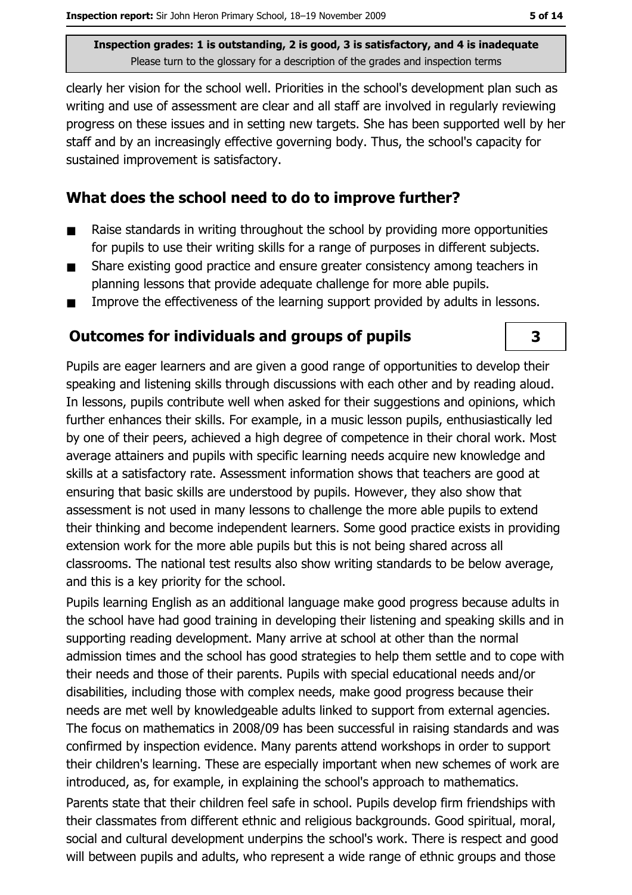clearly her vision for the school well. Priorities in the school's development plan such as writing and use of assessment are clear and all staff are involved in regularly reviewing progress on these issues and in setting new targets. She has been supported well by her staff and by an increasingly effective governing body. Thus, the school's capacity for sustained improvement is satisfactory.

## What does the school need to do to improve further?

- Raise standards in writing throughout the school by providing more opportunities for pupils to use their writing skills for a range of purposes in different subjects.
- Share existing good practice and ensure greater consistency among teachers in planning lessons that provide adequate challenge for more able pupils.
- Improve the effectiveness of the learning support provided by adults in lessons.

## Outcomes for individuals and groups of pupils — 3

Pupils are eager learners and are given a good range of opportunities to develop their speaking and listening skills through discussions with each other and by reading aloud. In lessons, pupils contribute well when asked for their suggestions and opinions, which further enhances their skills. For example, in a music lesson pupils, enthusiastically led by one of their peers, achieved a high degree of competence in their choral work. Most average attainers and pupils with specific learning needs acquire new knowledge and skills at a satisfactory rate. Assessment information shows that teachers are good at ensuring that basic skills are understood by pupils. However, they also show that assessment is not used in many lessons to challenge the more able pupils to extend their thinking and become independent learners. Some good practice exists in providing extension work for the more able pupils but this is not being shared across all classrooms. The national test results also show writing standards to be below average, and this is a key priority for the school.

Pupils learning English as an additional language make good progress because adults in the school have had good training in developing their listening and speaking skills and in supporting reading development. Many arrive at school at other than the normal admission times and the school has good strategies to help them settle and to cope with their needs and those of their parents. Pupils with special educational needs and/or disabilities, including those with complex needs, make good progress because their needs are met well by knowledgeable adults linked to support from external agencies. The focus on mathematics in 2008/09 has been successful in raising standards and was confirmed by inspection evidence. Many parents attend workshops in order to support their children's learning. These are especially important when new schemes of work are introduced, as, for example, in explaining the school's approach to mathematics.

Parents state that their children feel safe in school. Pupils develop firm friendships with their classmates from different ethnic and religious backgrounds. Good spiritual, moral, social and cultural development underpins the school's work. There is respect and good will between pupils and adults, who represent a wide range of ethnic groups and those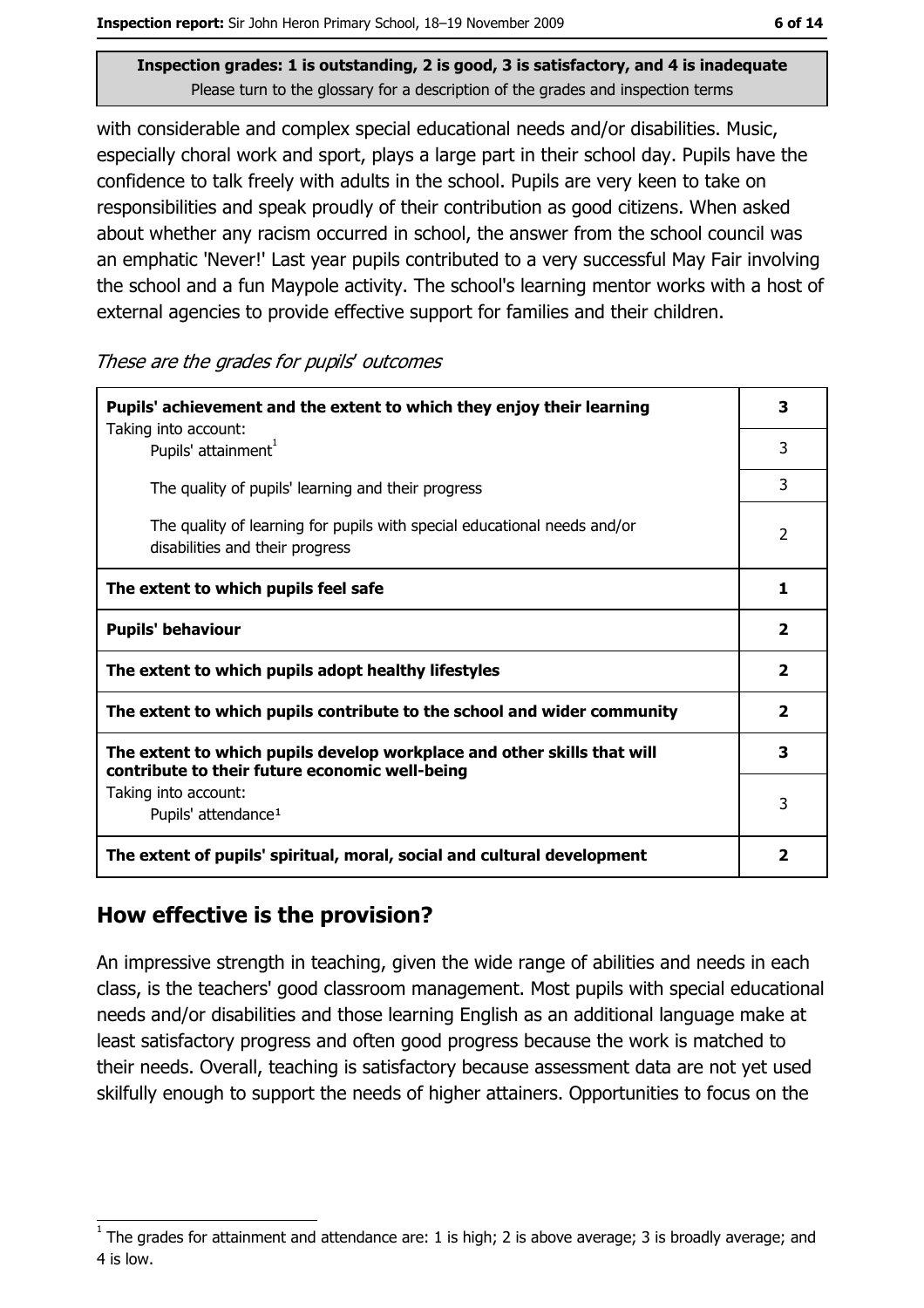**Inspection grades: 1 is outstanding, 2 is good, 3 is satisfactory, and 4 is inadequate**
Please turn to the glossary for a description of the grades and inspection terms

with considerable and complex special educational needs and/or disabilities. Music, especially choral work and sport, plays a large part in their school day. Pupils have the confidence to talk freely with adults in the school. Pupils are very keen to take on responsibilities and speak proudly of their contribution as good citizens. When asked about whether any racism occurred in school, the answer from the school council was an emphatic 'Never!' Last year pupils contributed to a very successful May Fair involving the school and a fun Maypole activity. The school's learning mentor works with a host of external agencies to provide effective support for families and their children.

*These are the grades for pupils' outcomes*

| | |
|---|---|
| **Pupils' achievement and the extent to which they enjoy their learning** | **3** |
| Taking into account: Pupils' attainment[1] | 3 |
| The quality of pupils' learning and their progress | 3 |
| The quality of learning for pupils with special educational needs and/or disabilities and their progress | 2 |
| **The extent to which pupils feel safe** | **1** |
| **Pupils' behaviour** | **2** |
| **The extent to which pupils adopt healthy lifestyles** | **2** |
| **The extent to which pupils contribute to the school and wider community** | **2** |
| **The extent to which pupils develop workplace and other skills that will contribute to their future economic well-being** | **3** |
| Taking into account: Pupils' attendance[1] | 3 |
| **The extent of pupils' spiritual, moral, social and cultural development** | **2** |

## How effective is the provision?

An impressive strength in teaching, given the wide range of abilities and needs in each class, is the teachers' good classroom management. Most pupils with special educational needs and/or disabilities and those learning English as an additional language make at least satisfactory progress and often good progress because the work is matched to their needs. Overall, teaching is satisfactory because assessment data are not yet used skilfully enough to support the needs of higher attainers. Opportunities to focus on the

[1] The grades for attainment and attendance are: 1 is high; 2 is above average; 3 is broadly average; and 4 is low.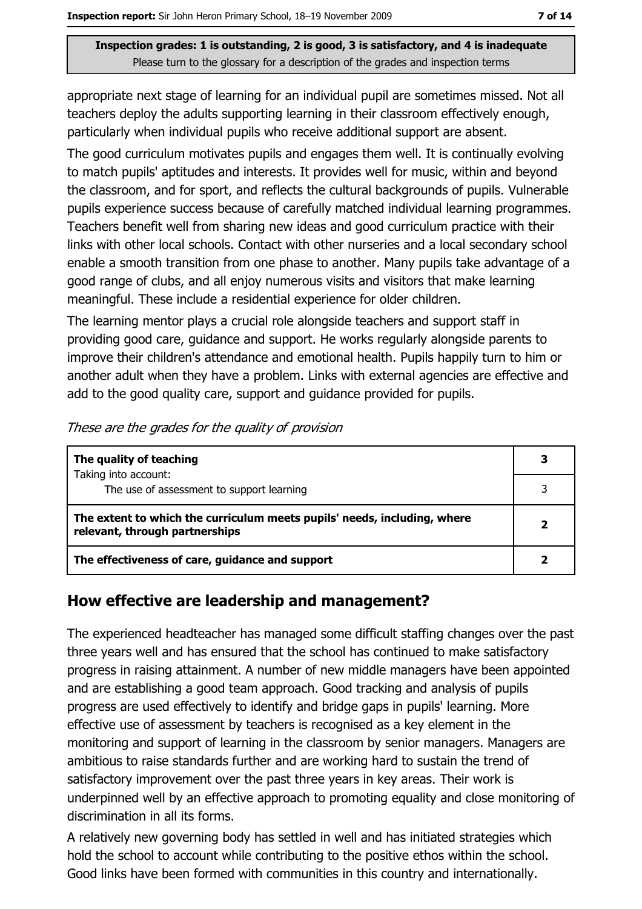**Inspection grades: 1 is outstanding, 2 is good, 3 is satisfactory, and 4 is inadequate**
Please turn to the glossary for a description of the grades and inspection terms

appropriate next stage of learning for an individual pupil are sometimes missed. Not all teachers deploy the adults supporting learning in their classroom effectively enough, particularly when individual pupils who receive additional support are absent.

The good curriculum motivates pupils and engages them well. It is continually evolving to match pupils' aptitudes and interests. It provides well for music, within and beyond the classroom, and for sport, and reflects the cultural backgrounds of pupils. Vulnerable pupils experience success because of carefully matched individual learning programmes. Teachers benefit well from sharing new ideas and good curriculum practice with their links with other local schools. Contact with other nurseries and a local secondary school enable a smooth transition from one phase to another. Many pupils take advantage of a good range of clubs, and all enjoy numerous visits and visitors that make learning meaningful. These include a residential experience for older children.

The learning mentor plays a crucial role alongside teachers and support staff in providing good care, guidance and support. He works regularly alongside parents to improve their children's attendance and emotional health. Pupils happily turn to him or another adult when they have a problem. Links with external agencies are effective and add to the good quality care, support and guidance provided for pupils.

*These are the grades for the quality of provision*

| | |
|---|---|
| **The quality of teaching** | **3** |
| Taking into account: The use of assessment to support learning | 3 |
| **The extent to which the curriculum meets pupils' needs, including, where relevant, through partnerships** | **2** |
| **The effectiveness of care, guidance and support** | **2** |

## How effective are leadership and management?

The experienced headteacher has managed some difficult staffing changes over the past three years well and has ensured that the school has continued to make satisfactory progress in raising attainment. A number of new middle managers have been appointed and are establishing a good team approach. Good tracking and analysis of pupils progress are used effectively to identify and bridge gaps in pupils' learning. More effective use of assessment by teachers is recognised as a key element in the monitoring and support of learning in the classroom by senior managers. Managers are ambitious to raise standards further and are working hard to sustain the trend of satisfactory improvement over the past three years in key areas. Their work is underpinned well by an effective approach to promoting equality and close monitoring of discrimination in all its forms.

A relatively new governing body has settled in well and has initiated strategies which hold the school to account while contributing to the positive ethos within the school. Good links have been formed with communities in this country and internationally.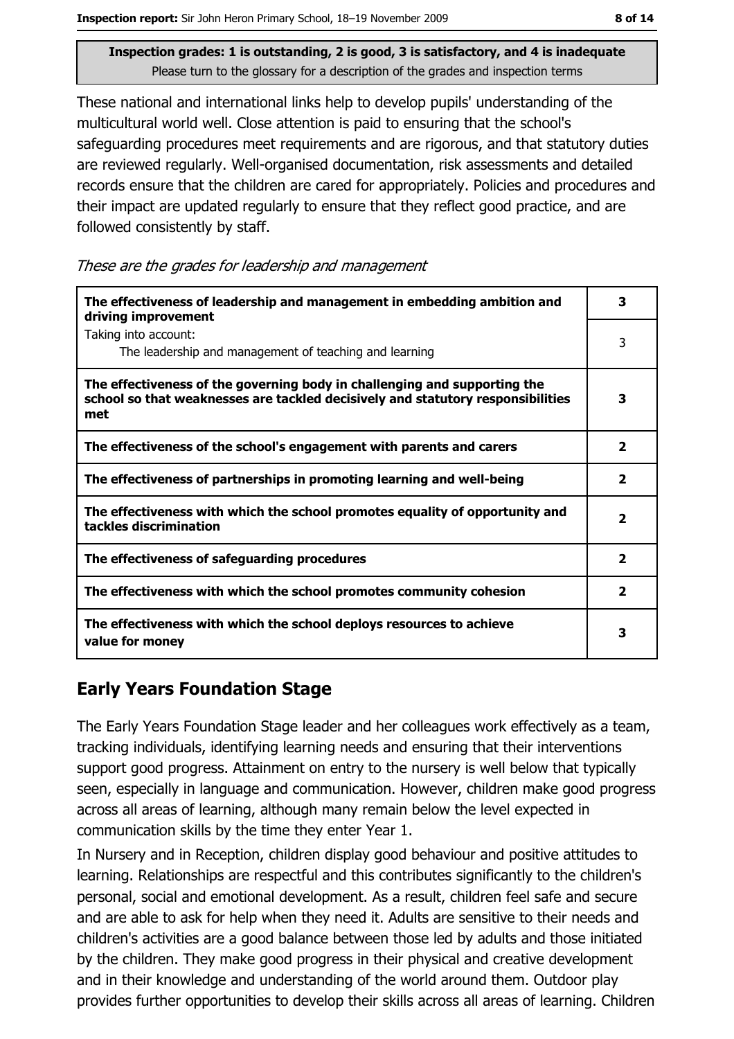**Inspection grades: 1 is outstanding, 2 is good, 3 is satisfactory, and 4 is inadequate**
Please turn to the glossary for a description of the grades and inspection terms

These national and international links help to develop pupils' understanding of the multicultural world well. Close attention is paid to ensuring that the school's safeguarding procedures meet requirements and are rigorous, and that statutory duties are reviewed regularly. Well-organised documentation, risk assessments and detailed records ensure that the children are cared for appropriately. Policies and procedures and their impact are updated regularly to ensure that they reflect good practice, and are followed consistently by staff.

*These are the grades for leadership and management*

| | |
|---|---|
| **The effectiveness of leadership and management in embedding ambition and driving improvement** | **3** |
| Taking into account: The leadership and management of teaching and learning | 3 |
| **The effectiveness of the governing body in challenging and supporting the school so that weaknesses are tackled decisively and statutory responsibilities met** | **3** |
| **The effectiveness of the school's engagement with parents and carers** | **2** |
| **The effectiveness of partnerships in promoting learning and well-being** | **2** |
| **The effectiveness with which the school promotes equality of opportunity and tackles discrimination** | **2** |
| **The effectiveness of safeguarding procedures** | **2** |
| **The effectiveness with which the school promotes community cohesion** | **2** |
| **The effectiveness with which the school deploys resources to achieve value for money** | **3** |

## Early Years Foundation Stage

The Early Years Foundation Stage leader and her colleagues work effectively as a team, tracking individuals, identifying learning needs and ensuring that their interventions support good progress. Attainment on entry to the nursery is well below that typically seen, especially in language and communication. However, children make good progress across all areas of learning, although many remain below the level expected in communication skills by the time they enter Year 1.

In Nursery and in Reception, children display good behaviour and positive attitudes to learning. Relationships are respectful and this contributes significantly to the children's personal, social and emotional development. As a result, children feel safe and secure and are able to ask for help when they need it. Adults are sensitive to their needs and children's activities are a good balance between those led by adults and those initiated by the children. They make good progress in their physical and creative development and in their knowledge and understanding of the world around them. Outdoor play provides further opportunities to develop their skills across all areas of learning. Children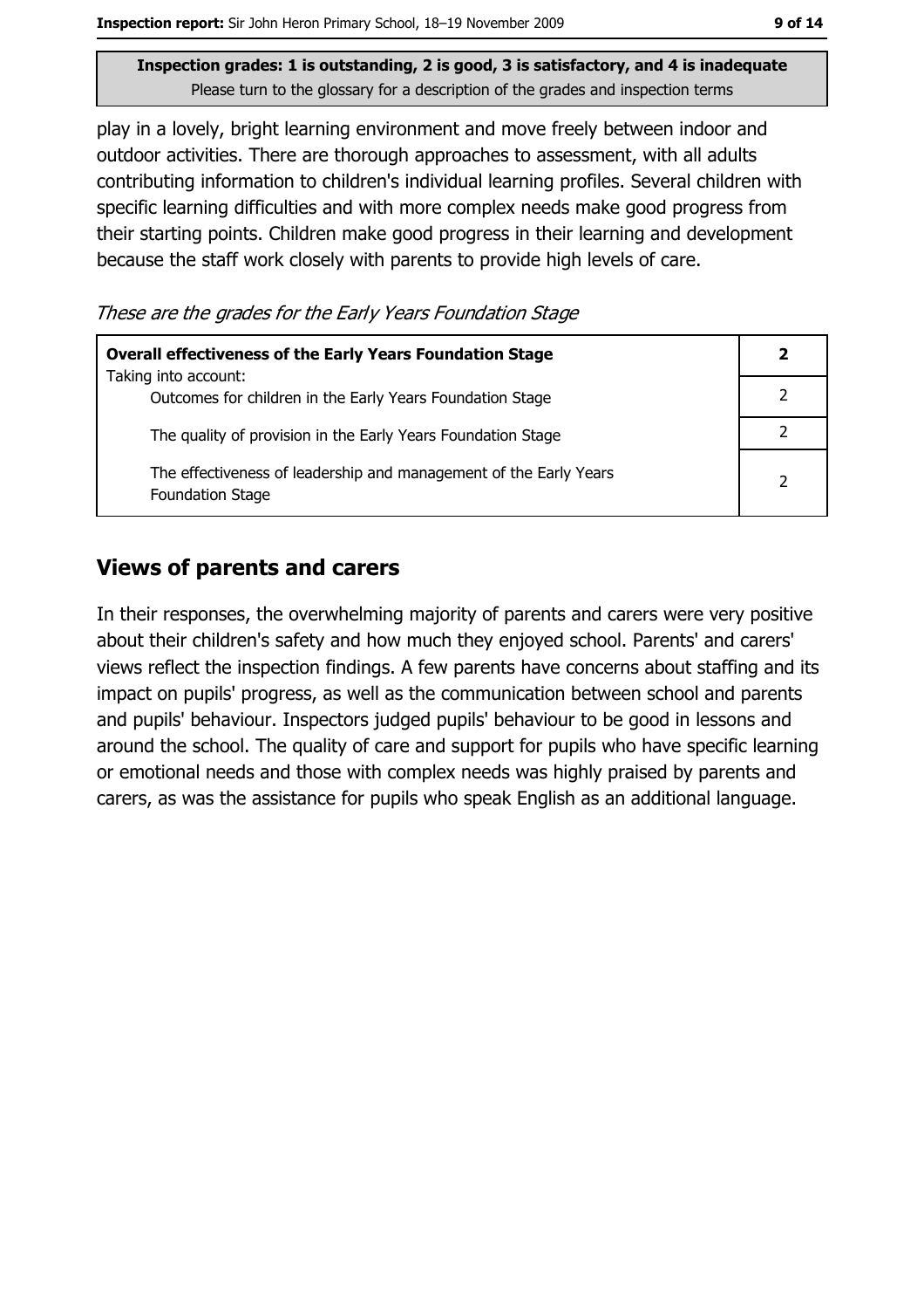**Inspection grades: 1 is outstanding, 2 is good, 3 is satisfactory, and 4 is inadequate**
Please turn to the glossary for a description of the grades and inspection terms

play in a lovely, bright learning environment and move freely between indoor and outdoor activities. There are thorough approaches to assessment, with all adults contributing information to children's individual learning profiles. Several children with specific learning difficulties and with more complex needs make good progress from their starting points. Children make good progress in their learning and development because the staff work closely with parents to provide high levels of care.

*These are the grades for the Early Years Foundation Stage*

| **Overall effectiveness of the Early Years Foundation Stage** | **2** |
|---|---|
| Taking into account: Outcomes for children in the Early Years Foundation Stage | 2 |
| The quality of provision in the Early Years Foundation Stage | 2 |
| The effectiveness of leadership and management of the Early Years Foundation Stage | 2 |

## Views of parents and carers

In their responses, the overwhelming majority of parents and carers were very positive about their children's safety and how much they enjoyed school. Parents' and carers' views reflect the inspection findings. A few parents have concerns about staffing and its impact on pupils' progress, as well as the communication between school and parents and pupils' behaviour. Inspectors judged pupils' behaviour to be good in lessons and around the school. The quality of care and support for pupils who have specific learning or emotional needs and those with complex needs was highly praised by parents and carers, as was the assistance for pupils who speak English as an additional language.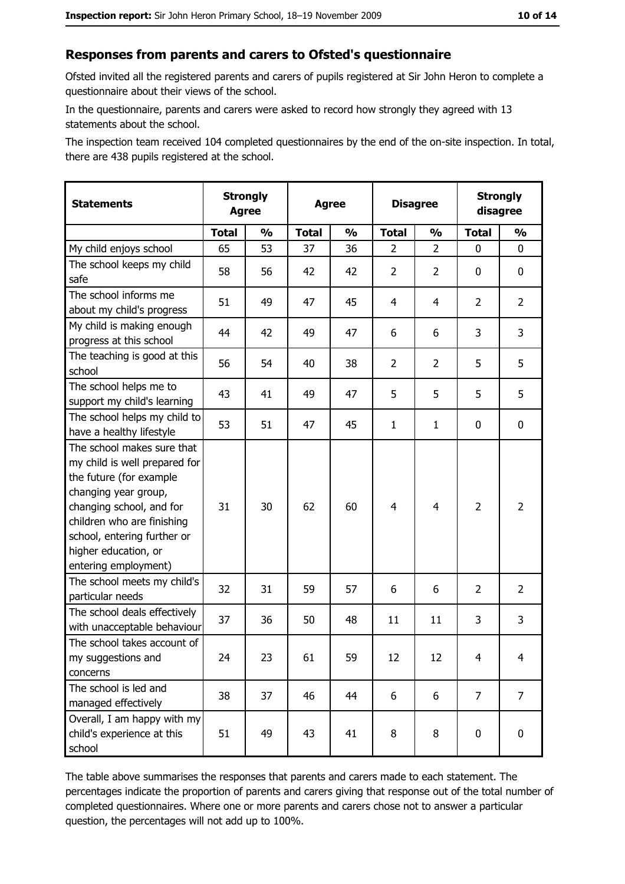## Responses from parents and carers to Ofsted's questionnaire

Ofsted invited all the registered parents and carers of pupils registered at Sir John Heron to complete a questionnaire about their views of the school.

In the questionnaire, parents and carers were asked to record how strongly they agreed with 13 statements about the school.

The inspection team received 104 completed questionnaires by the end of the on-site inspection. In total, there are 438 pupils registered at the school.

| Statements | Strongly Agree | | Agree | | Disagree | | Strongly disagree | |
|---|---|---|---|---|---|---|---|---|
| | Total | % | Total | % | Total | % | Total | % |
| My child enjoys school | 65 | 53 | 37 | 36 | 2 | 2 | 0 | 0 |
| The school keeps my child safe | 58 | 56 | 42 | 42 | 2 | 2 | 0 | 0 |
| The school informs me about my child's progress | 51 | 49 | 47 | 45 | 4 | 4 | 2 | 2 |
| My child is making enough progress at this school | 44 | 42 | 49 | 47 | 6 | 6 | 3 | 3 |
| The teaching is good at this school | 56 | 54 | 40 | 38 | 2 | 2 | 5 | 5 |
| The school helps me to support my child's learning | 43 | 41 | 49 | 47 | 5 | 5 | 5 | 5 |
| The school helps my child to have a healthy lifestyle | 53 | 51 | 47 | 45 | 1 | 1 | 0 | 0 |
| The school makes sure that my child is well prepared for the future (for example changing year group, changing school, and for children who are finishing school, entering further or higher education, or entering employment) | 31 | 30 | 62 | 60 | 4 | 4 | 2 | 2 |
| The school meets my child's particular needs | 32 | 31 | 59 | 57 | 6 | 6 | 2 | 2 |
| The school deals effectively with unacceptable behaviour | 37 | 36 | 50 | 48 | 11 | 11 | 3 | 3 |
| The school takes account of my suggestions and concerns | 24 | 23 | 61 | 59 | 12 | 12 | 4 | 4 |
| The school is led and managed effectively | 38 | 37 | 46 | 44 | 6 | 6 | 7 | 7 |
| Overall, I am happy with my child's experience at this school | 51 | 49 | 43 | 41 | 8 | 8 | 0 | 0 |

The table above summarises the responses that parents and carers made to each statement. The percentages indicate the proportion of parents and carers giving that response out of the total number of completed questionnaires. Where one or more parents and carers chose not to answer a particular question, the percentages will not add up to 100%.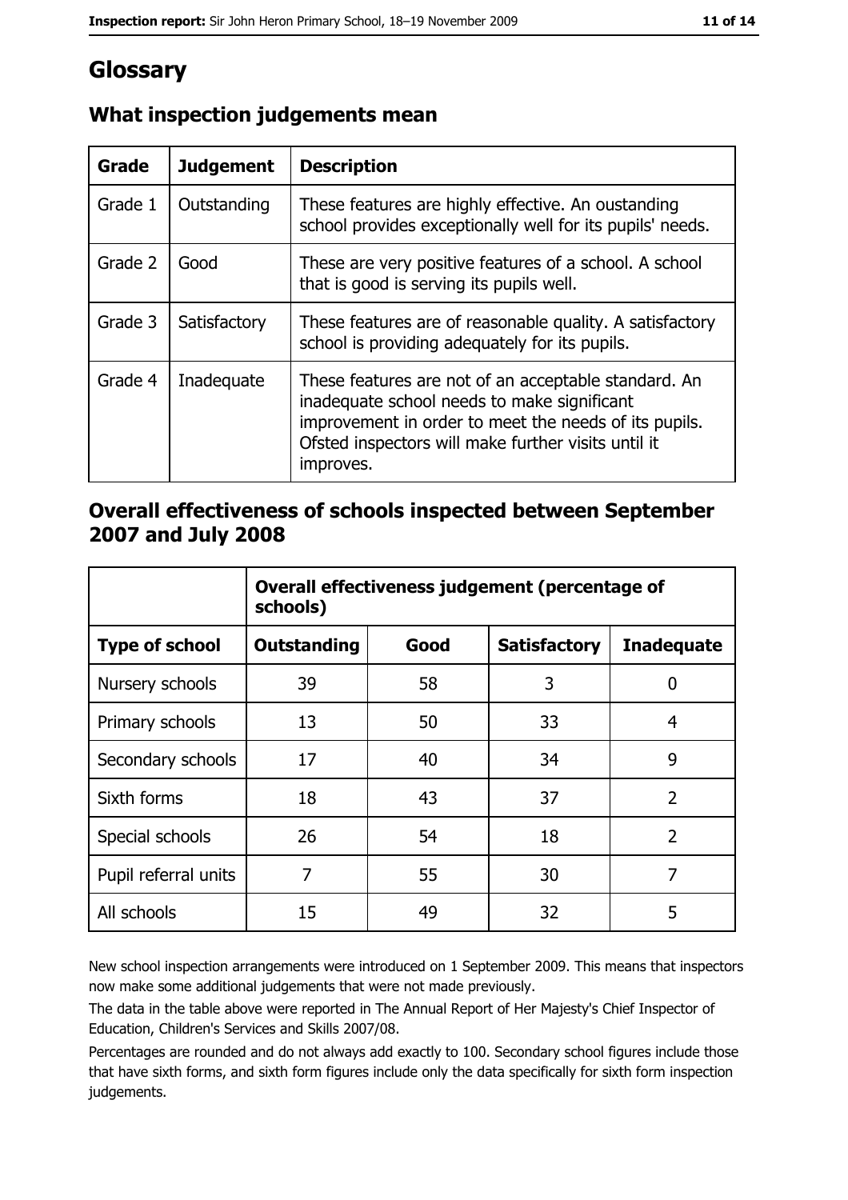# Glossary

## What inspection judgements mean

| Grade | Judgement | Description |
|---|---|---|
| Grade 1 | Outstanding | These features are highly effective. An oustanding school provides exceptionally well for its pupils' needs. |
| Grade 2 | Good | These are very positive features of a school. A school that is good is serving its pupils well. |
| Grade 3 | Satisfactory | These features are of reasonable quality. A satisfactory school is providing adequately for its pupils. |
| Grade 4 | Inadequate | These features are not of an acceptable standard. An inadequate school needs to make significant improvement in order to meet the needs of its pupils. Ofsted inspectors will make further visits until it improves. |

## Overall effectiveness of schools inspected between September 2007 and July 2008

| | Overall effectiveness judgement (percentage of schools) | | | |
|---|---|---|---|---|
| **Type of school** | **Outstanding** | **Good** | **Satisfactory** | **Inadequate** |
| Nursery schools | 39 | 58 | 3 | 0 |
| Primary schools | 13 | 50 | 33 | 4 |
| Secondary schools | 17 | 40 | 34 | 9 |
| Sixth forms | 18 | 43 | 37 | 2 |
| Special schools | 26 | 54 | 18 | 2 |
| Pupil referral units | 7 | 55 | 30 | 7 |
| All schools | 15 | 49 | 32 | 5 |

New school inspection arrangements were introduced on 1 September 2009. This means that inspectors now make some additional judgements that were not made previously.

The data in the table above were reported in The Annual Report of Her Majesty's Chief Inspector of Education, Children's Services and Skills 2007/08.

Percentages are rounded and do not always add exactly to 100. Secondary school figures include those that have sixth forms, and sixth form figures include only the data specifically for sixth form inspection judgements.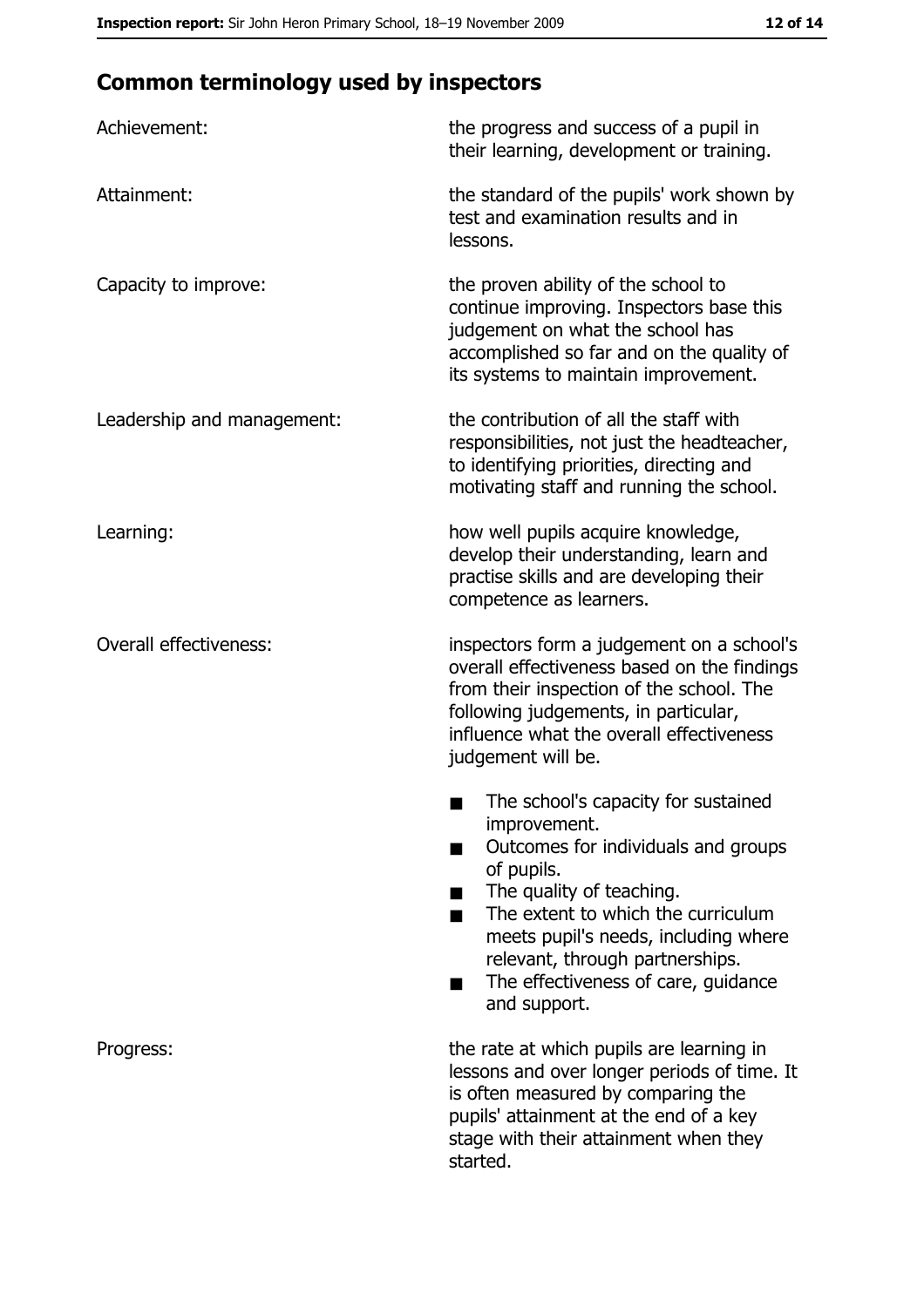## Common terminology used by inspectors

| | |
|---|---|
| Achievement: | the progress and success of a pupil in their learning, development or training. |
| Attainment: | the standard of the pupils' work shown by test and examination results and in lessons. |
| Capacity to improve: | the proven ability of the school to continue improving. Inspectors base this judgement on what the school has accomplished so far and on the quality of its systems to maintain improvement. |
| Leadership and management: | the contribution of all the staff with responsibilities, not just the headteacher, to identifying priorities, directing and motivating staff and running the school. |
| Learning: | how well pupils acquire knowledge, develop their understanding, learn and practise skills and are developing their competence as learners. |
| Overall effectiveness: | inspectors form a judgement on a school's overall effectiveness based on the findings from their inspection of the school. The following judgements, in particular, influence what the overall effectiveness judgement will be.<br>■ The school's capacity for sustained improvement.<br>■ Outcomes for individuals and groups of pupils.<br>■ The quality of teaching.<br>■ The extent to which the curriculum meets pupil's needs, including where relevant, through partnerships.<br>■ The effectiveness of care, guidance and support. |
| Progress: | the rate at which pupils are learning in lessons and over longer periods of time. It is often measured by comparing the pupils' attainment at the end of a key stage with their attainment when they started. |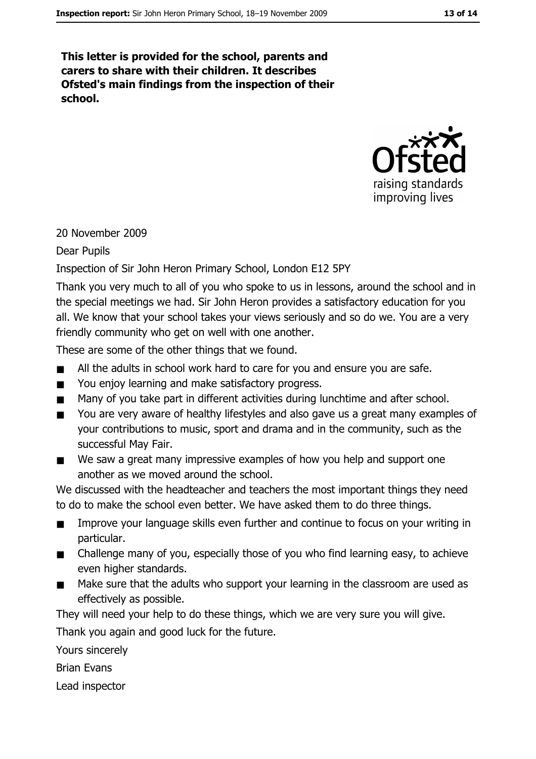**This letter is provided for the school, parents and carers to share with their children. It describes Ofsted's main findings from the inspection of their school.**

20 November 2009

Dear Pupils

Inspection of Sir John Heron Primary School, London E12 5PY

Thank you very much to all of you who spoke to us in lessons, around the school and in the special meetings we had. Sir John Heron provides a satisfactory education for you all. We know that your school takes your views seriously and so do we. You are a very friendly community who get on well with one another.

These are some of the other things that we found.

- All the adults in school work hard to care for you and ensure you are safe.
- You enjoy learning and make satisfactory progress.
- Many of you take part in different activities during lunchtime and after school.
- You are very aware of healthy lifestyles and also gave us a great many examples of your contributions to music, sport and drama and in the community, such as the successful May Fair.
- We saw a great many impressive examples of how you help and support one another as we moved around the school.

We discussed with the headteacher and teachers the most important things they need to do to make the school even better. We have asked them to do three things.

- Improve your language skills even further and continue to focus on your writing in particular.
- Challenge many of you, especially those of you who find learning easy, to achieve even higher standards.
- Make sure that the adults who support your learning in the classroom are used as effectively as possible.

They will need your help to do these things, which we are very sure you will give.

Thank you again and good luck for the future.

Yours sincerely

Brian Evans

Lead inspector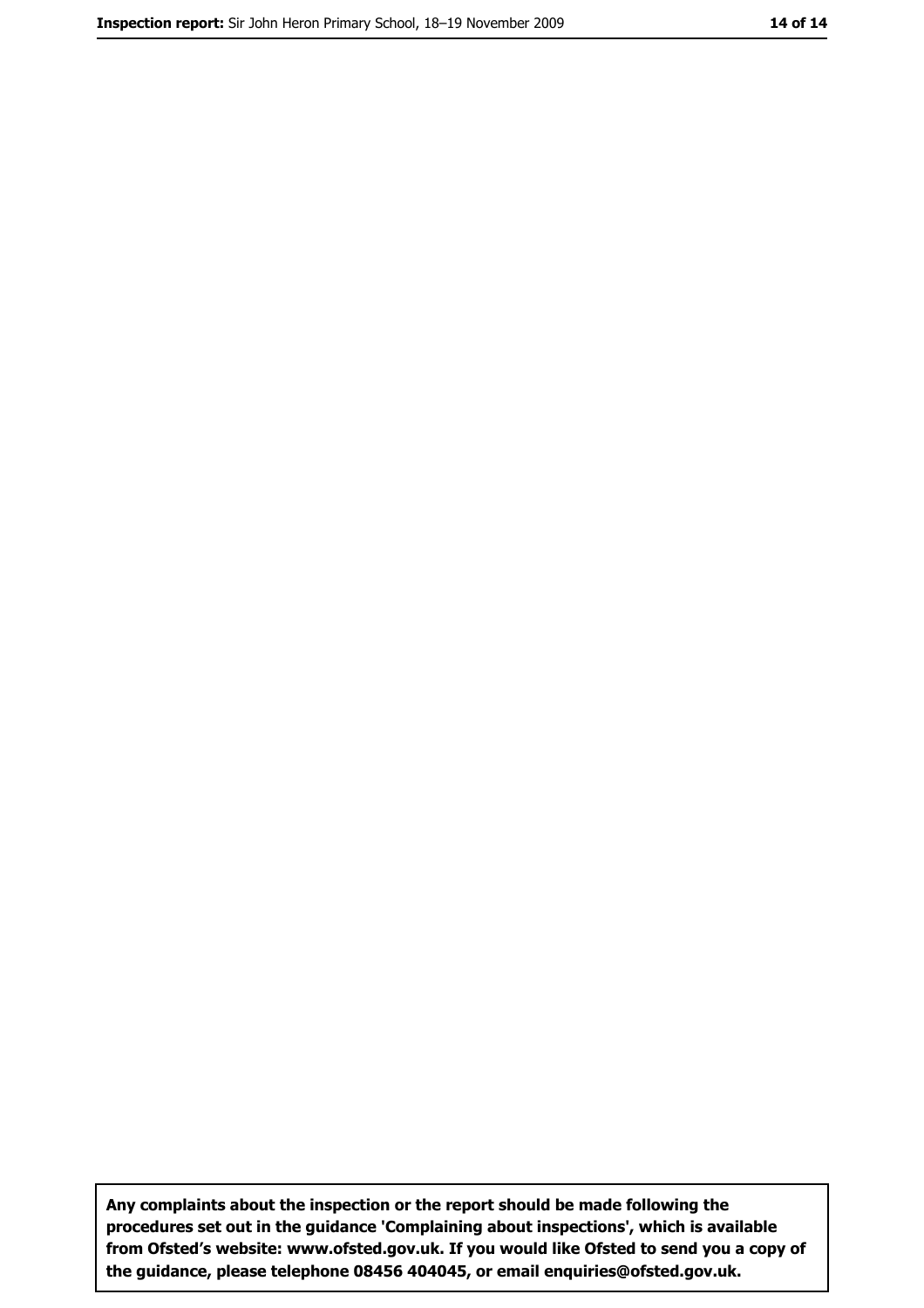**Any complaints about the inspection or the report should be made following the procedures set out in the guidance 'Complaining about inspections', which is available from Ofsted's website: www.ofsted.gov.uk. If you would like Ofsted to send you a copy of the guidance, please telephone 08456 404045, or email enquiries@ofsted.gov.uk.**